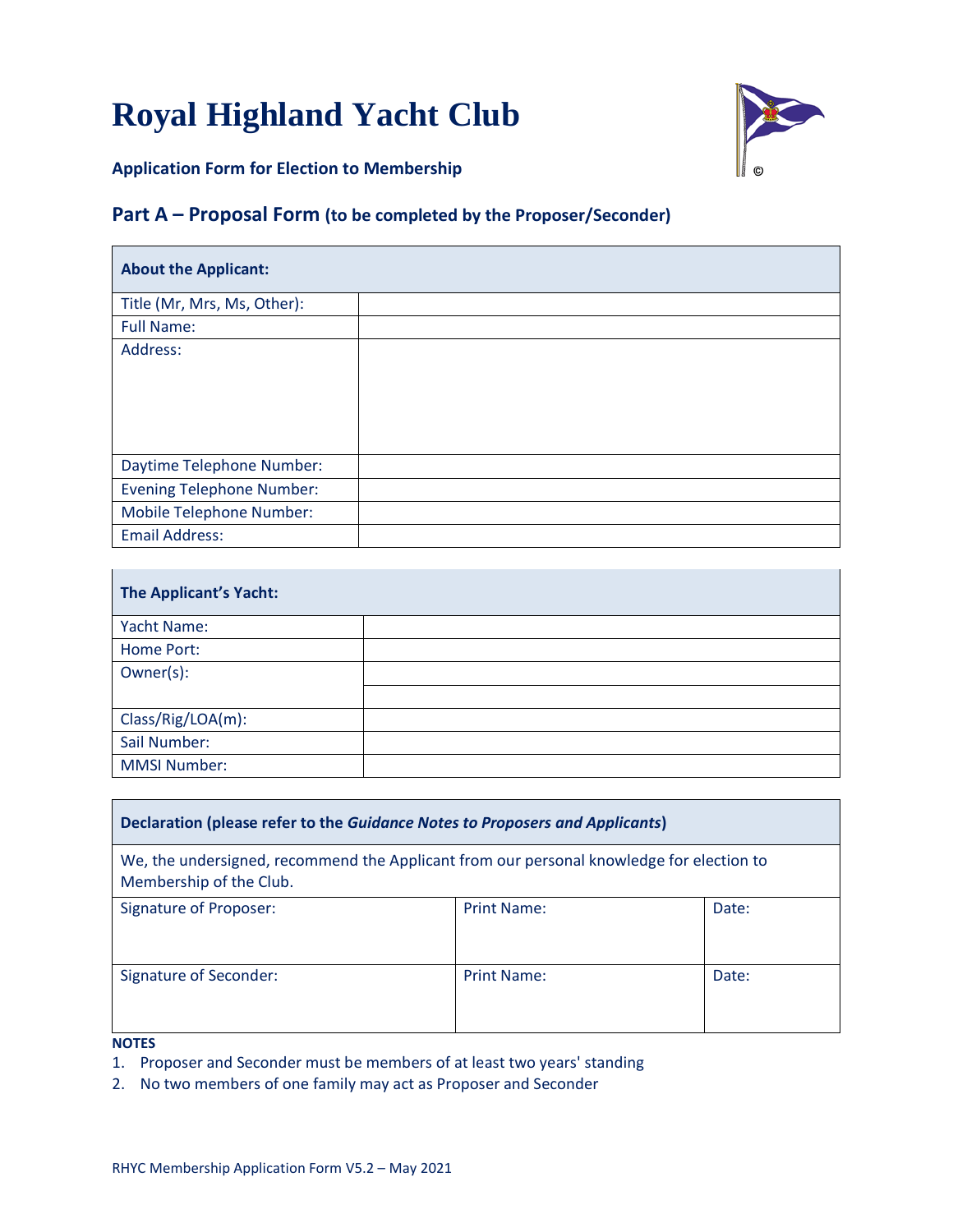# Royal Highland Yacht Club

**Application Form for Election to Membership**

## Part A – Proposal Form (to be completed by the Proposer/Seconder)

| **About the Applicant:** | |
|---|---|
| Title (Mr, Mrs, Ms, Other): | |
| Full Name: | |
| Address: | |
| Daytime Telephone Number: | |
| Evening Telephone Number: | |
| Mobile Telephone Number: | |
| Email Address: | |

| **The Applicant's Yacht:** | |
|---|---|
| Yacht Name: | |
| Home Port: | |
| Owner(s): | |
| | |
| Class/Rig/LOA(m): | |
| Sail Number: | |
| MMSI Number: | |

| **Declaration (please refer to the *Guidance Notes to Proposers and Applicants*)** | | |
|---|---|---|
| We, the undersigned, recommend the Applicant from our personal knowledge for election to Membership of the Club. | | |
| Signature of Proposer: | Print Name: | Date: |
| Signature of Seconder: | Print Name: | Date: |

**NOTES**

1. Proposer and Seconder must be members of at least two years' standing
2. No two members of one family may act as Proposer and Seconder

RHYC Membership Application Form V5.2 – May 2021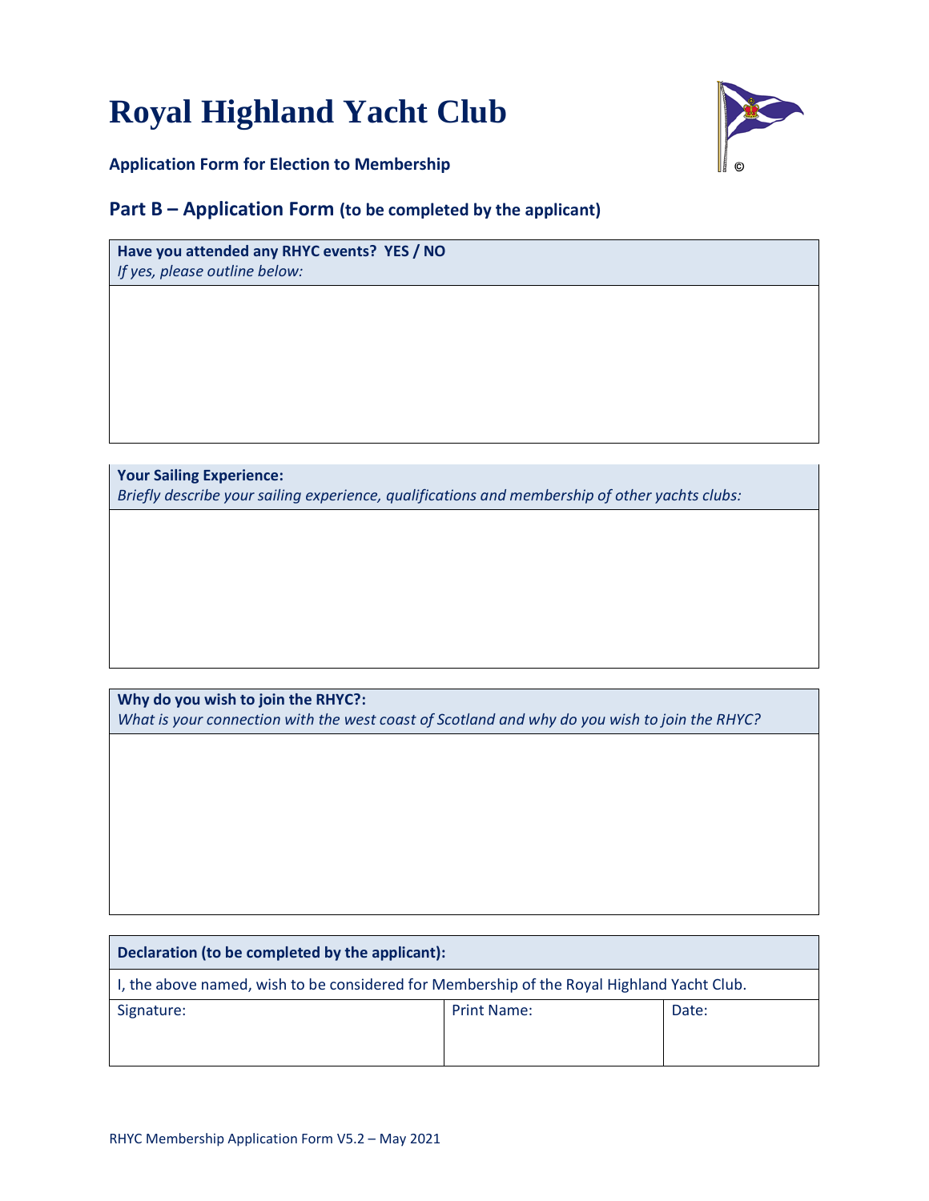# Royal Highland Yacht Club

**Application Form for Election to Membership**

## Part B – Application Form (to be completed by the applicant)

| **Have you attended any RHYC events? YES / NO**<br>*If yes, please outline below:* |
| --- |
| |

| **Your Sailing Experience:**<br>*Briefly describe your sailing experience, qualifications and membership of other yachts clubs:* |
| --- |
| |

| **Why do you wish to join the RHYC?:**<br>*What is your connection with the west coast of Scotland and why do you wish to join the RHYC?* |
| --- |
| |

| **Declaration (to be completed by the applicant):** | | |
| --- | --- | --- |
| I, the above named, wish to be considered for Membership of the Royal Highland Yacht Club. | | |
| Signature: | Print Name: | Date: |

RHYC Membership Application Form V5.2 – May 2021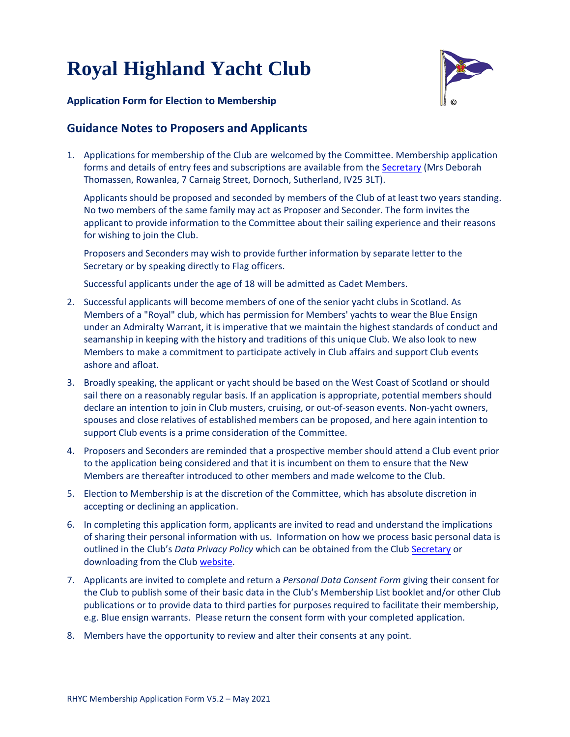# Royal Highland Yacht Club

**Application Form for Election to Membership**

## Guidance Notes to Proposers and Applicants

1. Applications for membership of the Club are welcomed by the Committee. Membership application forms and details of entry fees and subscriptions are available from the Secretary (Mrs Deborah Thomassen, Rowanlea, 7 Carnaig Street, Dornoch, Sutherland, IV25 3LT).

   Applicants should be proposed and seconded by members of the Club of at least two years standing. No two members of the same family may act as Proposer and Seconder. The form invites the applicant to provide information to the Committee about their sailing experience and their reasons for wishing to join the Club.

   Proposers and Seconders may wish to provide further information by separate letter to the Secretary or by speaking directly to Flag officers.

   Successful applicants under the age of 18 will be admitted as Cadet Members.

2. Successful applicants will become members of one of the senior yacht clubs in Scotland. As Members of a "Royal" club, which has permission for Members' yachts to wear the Blue Ensign under an Admiralty Warrant, it is imperative that we maintain the highest standards of conduct and seamanship in keeping with the history and traditions of this unique Club. We also look to new Members to make a commitment to participate actively in Club affairs and support Club events ashore and afloat.

3. Broadly speaking, the applicant or yacht should be based on the West Coast of Scotland or should sail there on a reasonably regular basis. If an application is appropriate, potential members should declare an intention to join in Club musters, cruising, or out-of-season events. Non-yacht owners, spouses and close relatives of established members can be proposed, and here again intention to support Club events is a prime consideration of the Committee.

4. Proposers and Seconders are reminded that a prospective member should attend a Club event prior to the application being considered and that it is incumbent on them to ensure that the New Members are thereafter introduced to other members and made welcome to the Club.

5. Election to Membership is at the discretion of the Committee, which has absolute discretion in accepting or declining an application.

6. In completing this application form, applicants are invited to read and understand the implications of sharing their personal information with us. Information on how we process basic personal data is outlined in the Club's *Data Privacy Policy* which can be obtained from the Club Secretary or downloading from the Club website.

7. Applicants are invited to complete and return a *Personal Data Consent Form* giving their consent for the Club to publish some of their basic data in the Club's Membership List booklet and/or other Club publications or to provide data to third parties for purposes required to facilitate their membership, e.g. Blue ensign warrants. Please return the consent form with your completed application.

8. Members have the opportunity to review and alter their consents at any point.

RHYC Membership Application Form V5.2 – May 2021